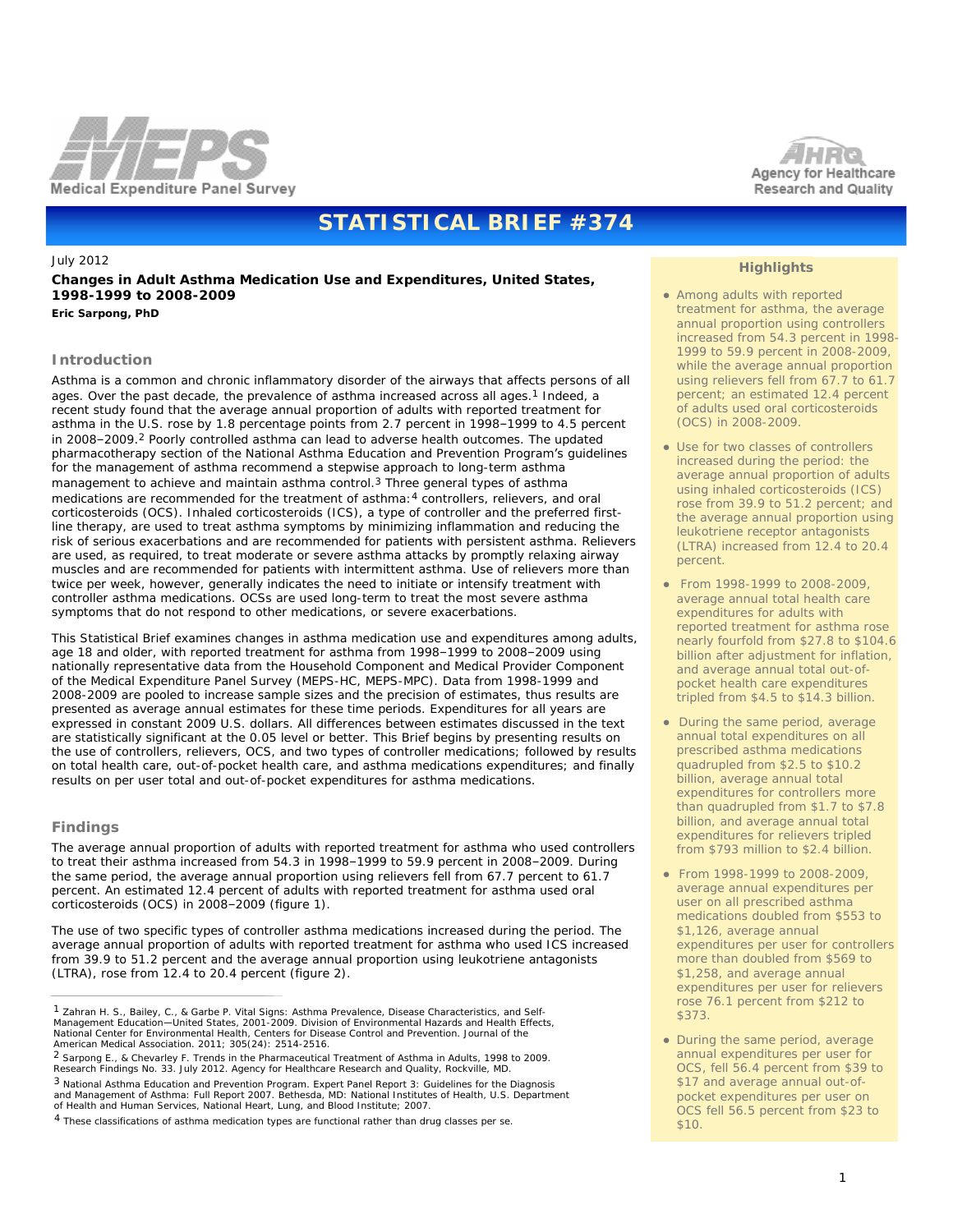Medical Expenditure Panel Survey

Agency for Healthcare Research and Quality

# STATISTICAL BRIEF #374

July 2012

## Changes in Adult Asthma Medication Use and Expenditures, United States, 1998-1999 to 2008-2009

**Eric Sarpong, PhD**

### Highlights

- Among adults with reported treatment for asthma, the average annual proportion using controllers increased from 54.3 percent in 1998-1999 to 59.9 percent in 2008-2009, while the average annual proportion using relievers fell from 67.7 to 61.7 percent; an estimated 12.4 percent of adults used oral corticosteroids (OCS) in 2008-2009.
- Use for two classes of controllers increased during the period: the average annual proportion of adults using inhaled corticosteroids (ICS) rose from 39.9 to 51.2 percent; and the average annual proportion using leukotriene receptor antagonists (LTRA) increased from 12.4 to 20.4 percent.
- From 1998-1999 to 2008-2009, average annual total health care expenditures for adults with reported treatment for asthma rose nearly fourfold from $27.8 to $104.6 billion after adjustment for inflation, and average annual total out-of-pocket health care expenditures tripled from $4.5 to $14.3 billion.
- During the same period, average annual total expenditures on all prescribed asthma medications quadrupled from $2.5 to $10.2 billion, average annual total expenditures for controllers more than quadrupled from $1.7 to $7.8 billion, and average annual total expenditures for relievers tripled from $793 million to $2.4 billion.
- From 1998-1999 to 2008-2009, average annual expenditures per user on all prescribed asthma medications doubled from $553 to $1,126, average annual expenditures per user for controllers more than doubled from $569 to $1,258, and average annual expenditures per user for relievers rose 76.1 percent from $212 to $373.
- During the same period, average annual expenditures per user for OCS, fell 56.4 percent from $39 to $17 and average annual out-of-pocket expenditures per user on OCS fell 56.5 percent from $23 to $10.

### Introduction

Asthma is a common and chronic inflammatory disorder of the airways that affects persons of all ages. Over the past decade, the prevalence of asthma increased across all ages.[1] Indeed, a recent study found that the average annual proportion of adults with reported treatment for asthma in the U.S. rose by 1.8 percentage points from 2.7 percent in 1998–1999 to 4.5 percent in 2008–2009.[2] Poorly controlled asthma can lead to adverse health outcomes. The updated pharmacotherapy section of the National Asthma Education and Prevention Program's guidelines for the management of asthma recommend a stepwise approach to long-term asthma management to achieve and maintain asthma control.[3] Three general types of asthma medications are recommended for the treatment of asthma:[4] controllers, relievers, and oral corticosteroids (OCS). Inhaled corticosteroids (ICS), a type of controller and the preferred first-line therapy, are used to treat asthma symptoms by minimizing inflammation and reducing the risk of serious exacerbations and are recommended for patients with persistent asthma. Relievers are used, as required, to treat moderate or severe asthma attacks by promptly relaxing airway muscles and are recommended for patients with intermittent asthma. Use of relievers more than twice per week, however, generally indicates the need to initiate or intensify treatment with controller asthma medications. OCSs are used long-term to treat the most severe asthma symptoms that do not respond to other medications, or severe exacerbations.

This Statistical Brief examines changes in asthma medication use and expenditures among adults, age 18 and older, with reported treatment for asthma from 1998–1999 to 2008–2009 using nationally representative data from the Household Component and Medical Provider Component of the Medical Expenditure Panel Survey (MEPS-HC, MEPS-MPC). Data from 1998-1999 and 2008-2009 are pooled to increase sample sizes and the precision of estimates, thus results are presented as average annual estimates for these time periods. Expenditures for all years are expressed in constant 2009 U.S. dollars. All differences between estimates discussed in the text are statistically significant at the 0.05 level or better. This Brief begins by presenting results on the use of controllers, relievers, OCS, and two types of controller medications; followed by results on total health care, out-of-pocket health care, and asthma medications expenditures; and finally results on per user total and out-of-pocket expenditures for asthma medications.

### Findings

The average annual proportion of adults with reported treatment for asthma who used controllers to treat their asthma increased from 54.3 in 1998–1999 to 59.9 percent in 2008–2009. During the same period, the average annual proportion using relievers fell from 67.7 percent to 61.7 percent. An estimated 12.4 percent of adults with reported treatment for asthma used oral corticosteroids (OCS) in 2008–2009 (figure 1).

The use of two specific types of controller asthma medications increased during the period. The average annual proportion of adults with reported treatment for asthma who used ICS increased from 39.9 to 51.2 percent and the average annual proportion using leukotriene antagonists (LTRA), rose from 12.4 to 20.4 percent (figure 2).

---

[1] Zahran H. S., Bailey, C., & Garbe P. Vital Signs: Asthma Prevalence, Disease Characteristics, and Self-Management Education—United States, 2001-2009. Division of Environmental Hazards and Health Effects, National Center for Environmental Health, Centers for Disease Control and Prevention. Journal of the American Medical Association. 2011; 305(24): 2514-2516.

[2] Sarpong E., & Chevarley F. Trends in the Pharmaceutical Treatment of Asthma in Adults, 1998 to 2009. Research Findings No. 33. July 2012. Agency for Healthcare Research and Quality, Rockville, MD.

[3] National Asthma Education and Prevention Program. Expert Panel Report 3: Guidelines for the Diagnosis and Management of Asthma: Full Report 2007. Bethesda, MD: National Institutes of Health, U.S. Department of Health and Human Services, National Heart, Lung, and Blood Institute; 2007.

[4] These classifications of asthma medication types are functional rather than drug classes per se.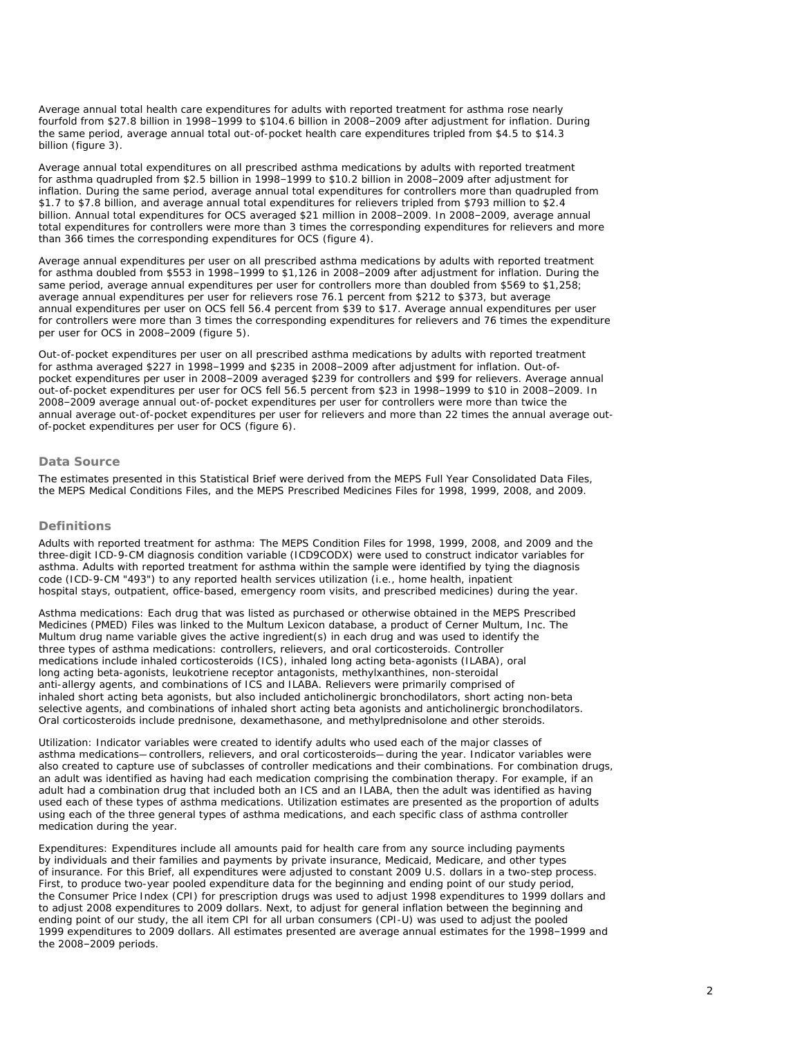Average annual total health care expenditures for adults with reported treatment for asthma rose nearly fourfold from $27.8 billion in 1998‒1999 to $104.6 billion in 2008‒2009 after adjustment for inflation. During the same period, average annual total out-of-pocket health care expenditures tripled from $4.5 to $14.3 billion (figure 3).

Average annual total expenditures on all prescribed asthma medications by adults with reported treatment for asthma quadrupled from $2.5 billion in 1998‒1999 to $10.2 billion in 2008‒2009 after adjustment for inflation. During the same period, average annual total expenditures for controllers more than quadrupled from $1.7 to $7.8 billion, and average annual total expenditures for relievers tripled from $793 million to $2.4 billion. Annual total expenditures for OCS averaged $21 million in 2008‒2009. In 2008‒2009, average annual total expenditures for controllers were more than 3 times the corresponding expenditures for relievers and more than 366 times the corresponding expenditures for OCS (figure 4).

Average annual expenditures per user on all prescribed asthma medications by adults with reported treatment for asthma doubled from $553 in 1998‒1999 to $1,126 in 2008‒2009 after adjustment for inflation. During the same period, average annual expenditures per user for controllers more than doubled from $569 to $1,258; average annual expenditures per user for relievers rose 76.1 percent from $212 to $373, but average annual expenditures per user on OCS fell 56.4 percent from $39 to $17. Average annual expenditures per user for controllers were more than 3 times the corresponding expenditures for relievers and 76 times the expenditure per user for OCS in 2008‒2009 (figure 5).

Out-of-pocket expenditures per user on all prescribed asthma medications by adults with reported treatment for asthma averaged $227 in 1998‒1999 and $235 in 2008‒2009 after adjustment for inflation. Out-of-pocket expenditures per user in 2008‒2009 averaged $239 for controllers and $99 for relievers. Average annual out-of-pocket expenditures per user for OCS fell 56.5 percent from $23 in 1998‒1999 to $10 in 2008‒2009. In 2008‒2009 average annual out-of-pocket expenditures per user for controllers were more than twice the annual average out-of-pocket expenditures per user for relievers and more than 22 times the annual average out-of-pocket expenditures per user for OCS (figure 6).

## Data Source

The estimates presented in this Statistical Brief were derived from the MEPS Full Year Consolidated Data Files, the MEPS Medical Conditions Files, and the MEPS Prescribed Medicines Files for 1998, 1999, 2008, and 2009.

## Definitions

Adults with reported treatment for asthma: The MEPS Condition Files for 1998, 1999, 2008, and 2009 and the three-digit ICD-9-CM diagnosis condition variable (ICD9CODX) were used to construct indicator variables for asthma. Adults with reported treatment for asthma within the sample were identified by tying the diagnosis code (ICD-9-CM "493") to any reported health services utilization (i.e., home health, inpatient hospital stays, outpatient, office-based, emergency room visits, and prescribed medicines) during the year.

Asthma medications: Each drug that was listed as purchased or otherwise obtained in the MEPS Prescribed Medicines (PMED) Files was linked to the Multum Lexicon database, a product of Cerner Multum, Inc. The Multum drug name variable gives the active ingredient(s) in each drug and was used to identify the three types of asthma medications: controllers, relievers, and oral corticosteroids. Controller medications include inhaled corticosteroids (ICS), inhaled long acting beta-agonists (ILABA), oral long acting beta-agonists, leukotriene receptor antagonists, methylxanthines, non-steroidal anti-allergy agents, and combinations of ICS and ILABA. Relievers were primarily comprised of inhaled short acting beta agonists, but also included anticholinergic bronchodilators, short acting non-beta selective agents, and combinations of inhaled short acting beta agonists and anticholinergic bronchodilators. Oral corticosteroids include prednisone, dexamethasone, and methylprednisolone and other steroids.

Utilization: Indicator variables were created to identify adults who used each of the major classes of asthma medications—controllers, relievers, and oral corticosteroids—during the year. Indicator variables were also created to capture use of subclasses of controller medications and their combinations. For combination drugs, an adult was identified as having had each medication comprising the combination therapy. For example, if an adult had a combination drug that included both an ICS and an ILABA, then the adult was identified as having used each of these types of asthma medications. Utilization estimates are presented as the proportion of adults using each of the three general types of asthma medications, and each specific class of asthma controller medication during the year.

Expenditures: Expenditures include all amounts paid for health care from any source including payments by individuals and their families and payments by private insurance, Medicaid, Medicare, and other types of insurance. For this Brief, all expenditures were adjusted to constant 2009 U.S. dollars in a two-step process. First, to produce two-year pooled expenditure data for the beginning and ending point of our study period, the Consumer Price Index (CPI) for prescription drugs was used to adjust 1998 expenditures to 1999 dollars and to adjust 2008 expenditures to 2009 dollars. Next, to adjust for general inflation between the beginning and ending point of our study, the all item CPI for all urban consumers (CPI-U) was used to adjust the pooled 1999 expenditures to 2009 dollars. All estimates presented are average annual estimates for the 1998‒1999 and the 2008‒2009 periods.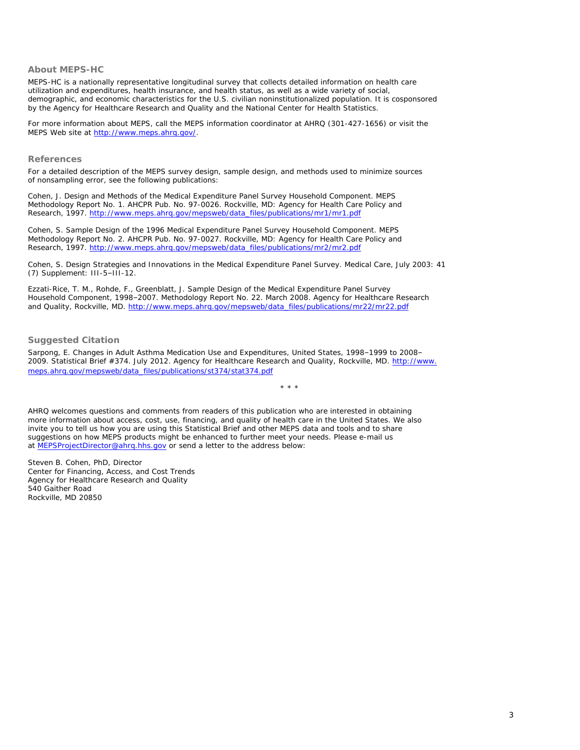## About MEPS-HC

MEPS-HC is a nationally representative longitudinal survey that collects detailed information on health care utilization and expenditures, health insurance, and health status, as well as a wide variety of social, demographic, and economic characteristics for the U.S. civilian noninstitutionalized population. It is cosponsored by the Agency for Healthcare Research and Quality and the National Center for Health Statistics.

For more information about MEPS, call the MEPS information coordinator at AHRQ (301-427-1656) or visit the MEPS Web site at http://www.meps.ahrq.gov/.

## References

For a detailed description of the MEPS survey design, sample design, and methods used to minimize sources of nonsampling error, see the following publications:

Cohen, J. Design and Methods of the Medical Expenditure Panel Survey Household Component. MEPS Methodology Report No. 1. AHCPR Pub. No. 97-0026. Rockville, MD: Agency for Health Care Policy and Research, 1997. http://www.meps.ahrq.gov/mepsweb/data_files/publications/mr1/mr1.pdf

Cohen, S. Sample Design of the 1996 Medical Expenditure Panel Survey Household Component. MEPS Methodology Report No. 2. AHCPR Pub. No. 97-0027. Rockville, MD: Agency for Health Care Policy and Research, 1997. http://www.meps.ahrq.gov/mepsweb/data_files/publications/mr2/mr2.pdf

Cohen, S. Design Strategies and Innovations in the Medical Expenditure Panel Survey. Medical Care, July 2003: 41 (7) Supplement: III-5–III-12.

Ezzati-Rice, T. M., Rohde, F., Greenblatt, J. Sample Design of the Medical Expenditure Panel Survey Household Component, 1998–2007. Methodology Report No. 22. March 2008. Agency for Healthcare Research and Quality, Rockville, MD. http://www.meps.ahrq.gov/mepsweb/data_files/publications/mr22/mr22.pdf

## Suggested Citation

Sarpong, E. Changes in Adult Asthma Medication Use and Expenditures, United States, 1998–1999 to 2008–2009. Statistical Brief #374. July 2012. Agency for Healthcare Research and Quality, Rockville, MD. http://www.meps.ahrq.gov/mepsweb/data_files/publications/st374/stat374.pdf

\* \* \*

AHRQ welcomes questions and comments from readers of this publication who are interested in obtaining more information about access, cost, use, financing, and quality of health care in the United States. We also invite you to tell us how you are using this Statistical Brief and other MEPS data and tools and to share suggestions on how MEPS products might be enhanced to further meet your needs. Please e-mail us at MEPSProjectDirector@ahrq.hhs.gov or send a letter to the address below:

Steven B. Cohen, PhD, Director
Center for Financing, Access, and Cost Trends
Agency for Healthcare Research and Quality
540 Gaither Road
Rockville, MD 20850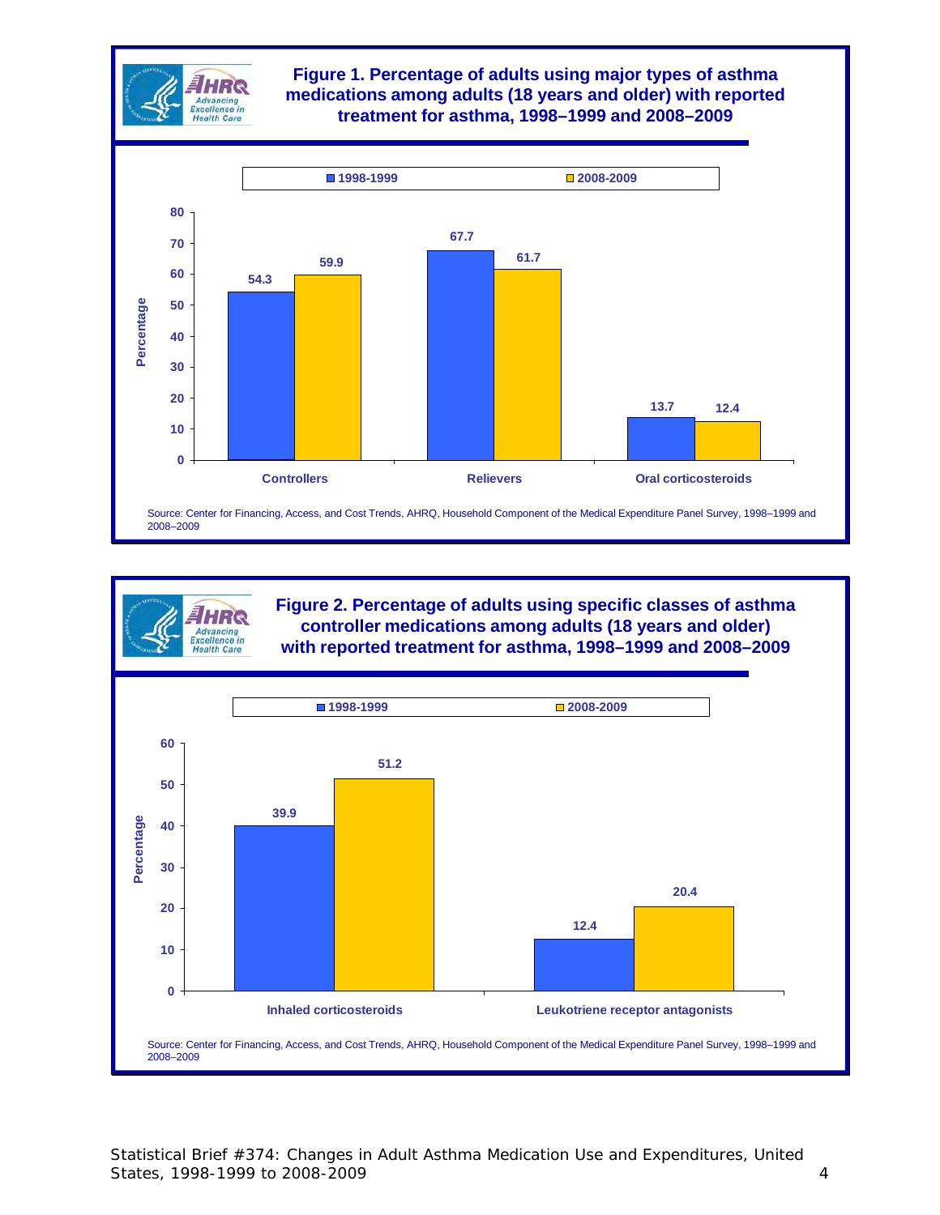**Figure 1. Percentage of adults using major types of asthma medications among adults (18 years and older) with reported treatment for asthma, 1998–1999 and 2008–2009**

| | 1998-1999 | 2008-2009 |
|---|---|---|
| Controllers | 54.3 | 59.9 |
| Relievers | 67.7 | 61.7 |
| Oral corticosteroids | 13.7 | 12.4 |

Source: Center for Financing, Access, and Cost Trends, AHRQ, Household Component of the Medical Expenditure Panel Survey, 1998–1999 and 2008–2009

**Figure 2. Percentage of adults using specific classes of asthma controller medications among adults (18 years and older) with reported treatment for asthma, 1998–1999 and 2008–2009**

| | 1998-1999 | 2008-2009 |
|---|---|---|
| Inhaled corticosteroids | 39.9 | 51.2 |
| Leukotriene receptor antagonists | 12.4 | 20.4 |

Source: Center for Financing, Access, and Cost Trends, AHRQ, Household Component of the Medical Expenditure Panel Survey, 1998–1999 and 2008–2009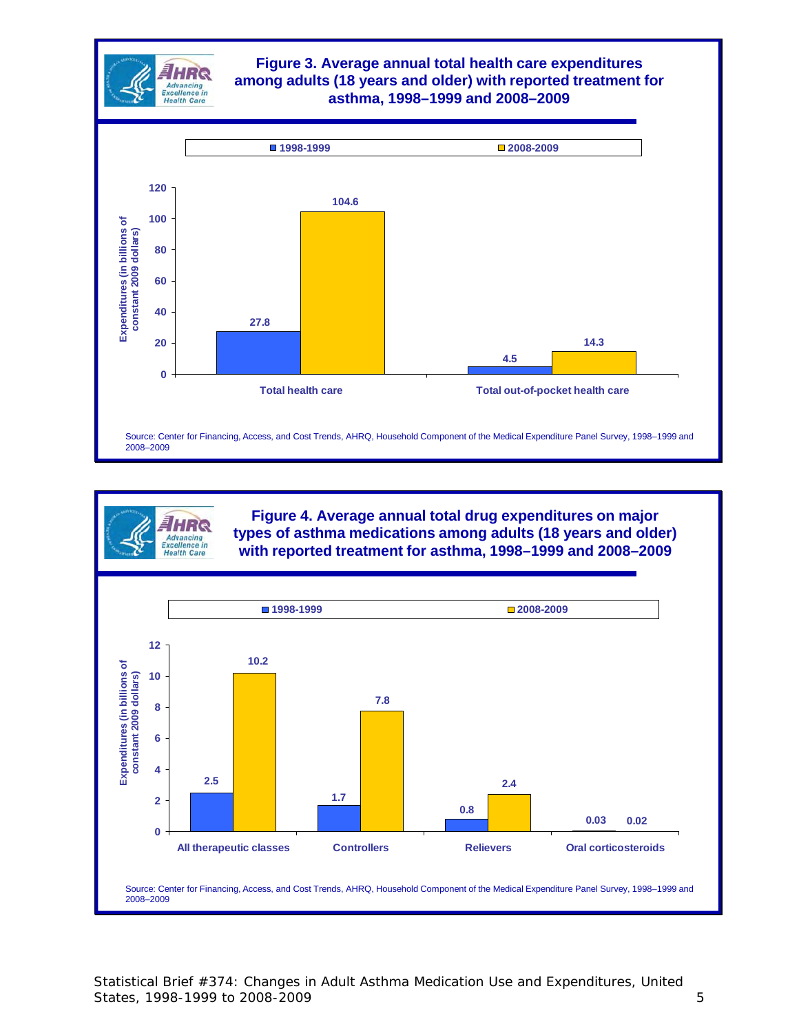**Figure 3. Average annual total health care expenditures among adults (18 years and older) with reported treatment for asthma, 1998–1999 and 2008–2009**

Expenditures (in billions of constant 2009 dollars)

| | 1998-1999 | 2008-2009 |
|---|---|---|
| Total health care | 27.8 | 104.6 |
| Total out-of-pocket health care | 4.5 | 14.3 |

Source: Center for Financing, Access, and Cost Trends, AHRQ, Household Component of the Medical Expenditure Panel Survey, 1998–1999 and 2008–2009

**Figure 4. Average annual total drug expenditures on major types of asthma medications among adults (18 years and older) with reported treatment for asthma, 1998–1999 and 2008–2009**

Expenditures (in billions of constant 2009 dollars)

| | 1998-1999 | 2008-2009 |
|---|---|---|
| All therapeutic classes | 2.5 | 10.2 |
| Controllers | 1.7 | 7.8 |
| Relievers | 0.8 | 2.4 |
| Oral corticosteroids | 0.03 | 0.02 |

Source: Center for Financing, Access, and Cost Trends, AHRQ, Household Component of the Medical Expenditure Panel Survey, 1998–1999 and 2008–2009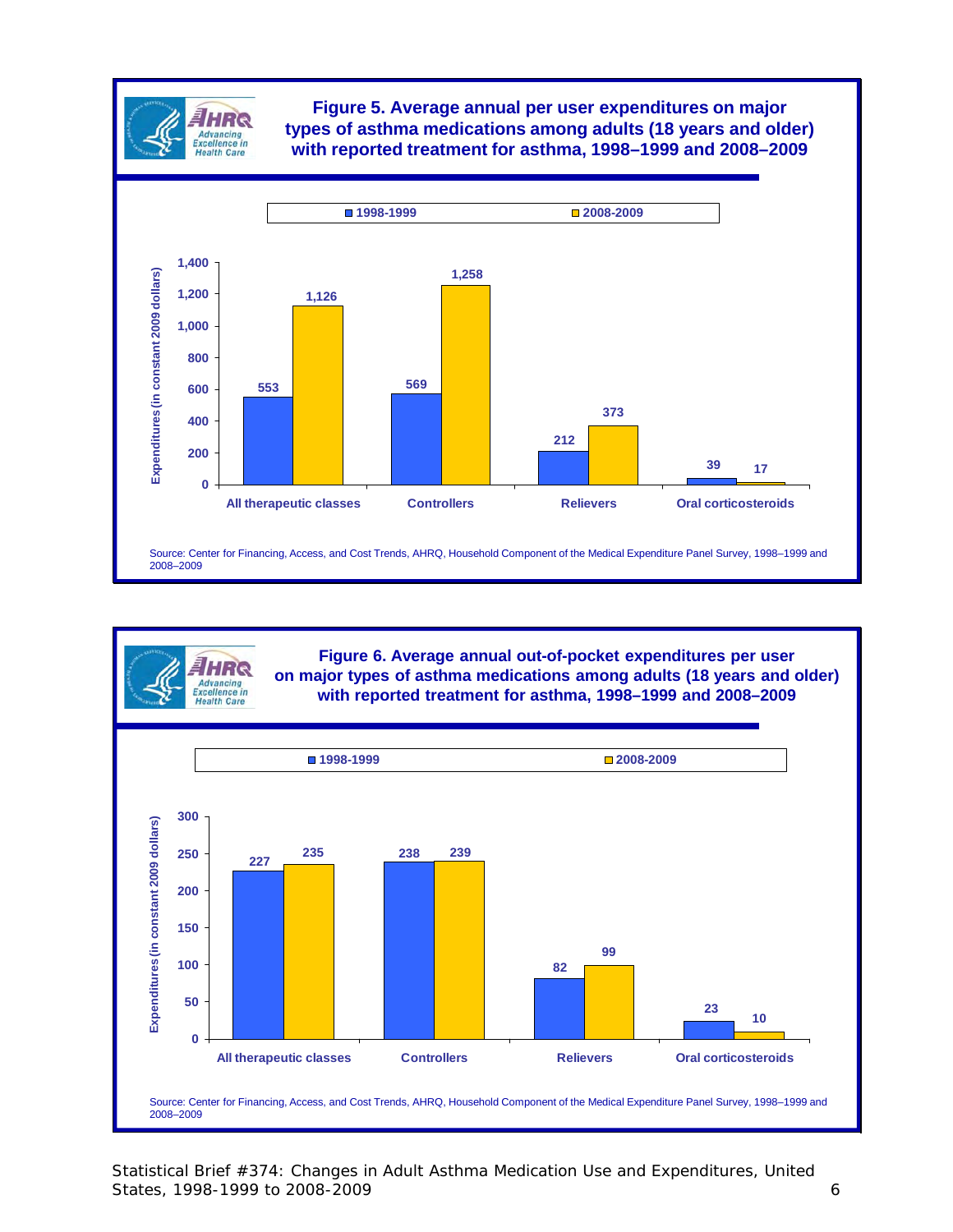**Figure 5. Average annual per user expenditures on major types of asthma medications among adults (18 years and older) with reported treatment for asthma, 1998–1999 and 2008–2009**

1998-1999
2008-2009

Expenditures (in constant 2009 dollars)

1,400
1,200
1,000
800
600
400
200
0

553
1,126
569
1,258
212
373
39
17

All therapeutic classes
Controllers
Relievers
Oral corticosteroids

Source: Center for Financing, Access, and Cost Trends, AHRQ, Household Component of the Medical Expenditure Panel Survey, 1998–1999 and 2008–2009

**Figure 6. Average annual out-of-pocket expenditures per user on major types of asthma medications among adults (18 years and older) with reported treatment for asthma, 1998–1999 and 2008–2009**

1998-1999
2008-2009

Expenditures (in constant 2009 dollars)

300
250
200
150
100
50
0

227
235
238
239
82
99
23
10

All therapeutic classes
Controllers
Relievers
Oral corticosteroids

Source: Center for Financing, Access, and Cost Trends, AHRQ, Household Component of the Medical Expenditure Panel Survey, 1998–1999 and 2008–2009